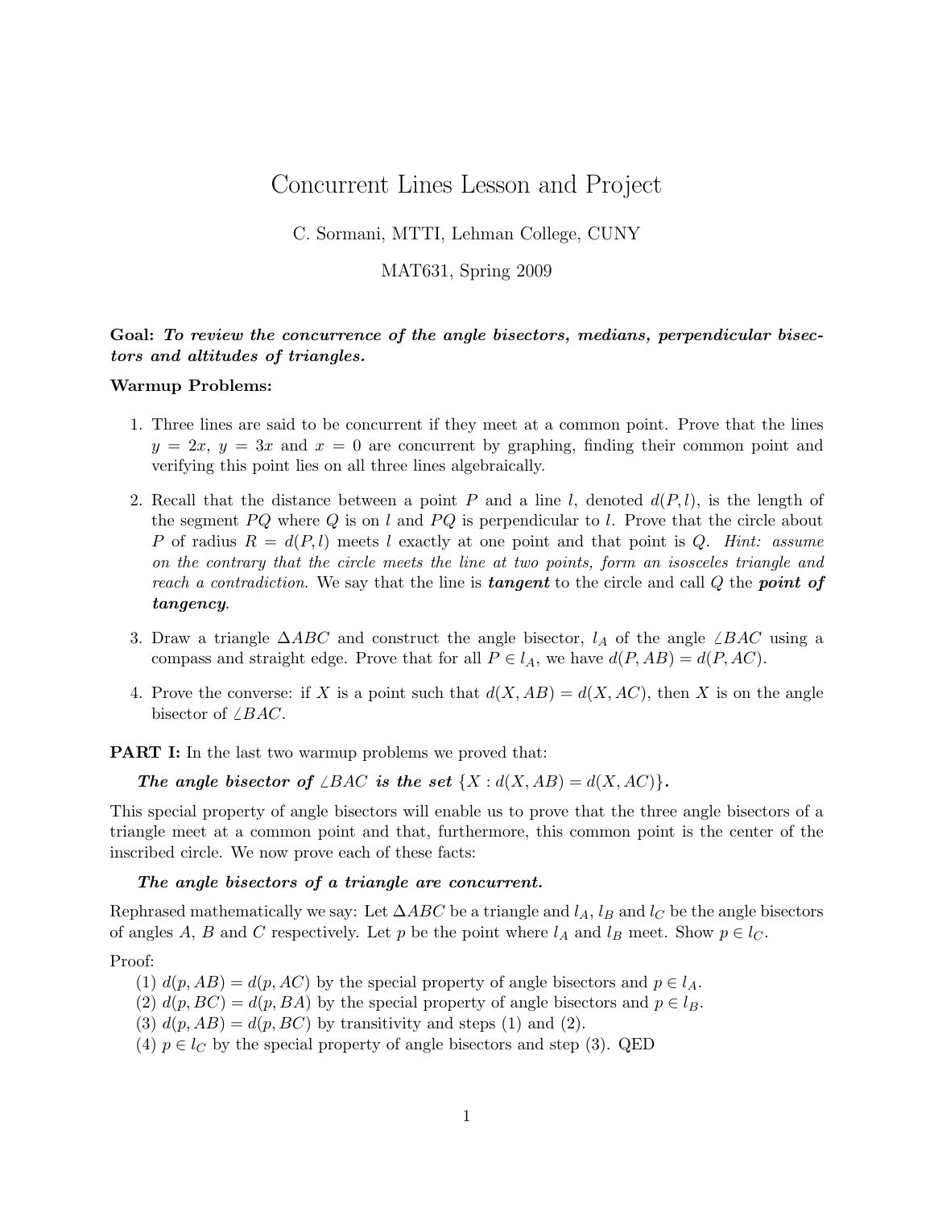# Concurrent Lines Lesson and Project

C. Sormani, MTTI, Lehman College, CUNY

MAT631, Spring 2009

**Goal:** ***To review the concurrence of the angle bisectors, medians, perpendicular bisectors and altitudes of triangles.***

**Warmup Problems:**

1. Three lines are said to be concurrent if they meet at a common point. Prove that the lines $y = 2x$, $y = 3x$ and $x = 0$ are concurrent by graphing, finding their common point and verifying this point lies on all three lines algebraically.

2. Recall that the distance between a point $P$ and a line $l$, denoted $d(P, l)$, is the length of the segment $PQ$ where $Q$ is on $l$ and $PQ$ is perpendicular to $l$. Prove that the circle about $P$ of radius $R = d(P, l)$ meets $l$ exactly at one point and that point is $Q$. *Hint: assume on the contrary that the circle meets the line at two points, form an isosceles triangle and reach a contradiction.* We say that the line is ***tangent*** to the circle and call $Q$ the ***point of tangency***.

3. Draw a triangle $\Delta ABC$ and construct the angle bisector, $l_A$ of the angle $\angle BAC$ using a compass and straight edge. Prove that for all $P \in l_A$, we have $d(P, AB) = d(P, AC)$.

4. Prove the converse: if $X$ is a point such that $d(X, AB) = d(X, AC)$, then $X$ is on the angle bisector of $\angle BAC$.

**PART I:** In the last two warmup problems we proved that:

***The angle bisector of*** $\angle BAC$ ***is the set*** $\{X : d(X, AB) = d(X, AC)\}$.

This special property of angle bisectors will enable us to prove that the three angle bisectors of a triangle meet at a common point and that, furthermore, this common point is the center of the inscribed circle. We now prove each of these facts:

***The angle bisectors of a triangle are concurrent.***

Rephrased mathematically we say: Let $\Delta ABC$ be a triangle and $l_A$, $l_B$ and $l_C$ be the angle bisectors of angles $A$, $B$ and $C$ respectively. Let $p$ be the point where $l_A$ and $l_B$ meet. Show $p \in l_C$.

Proof:

(1) $d(p, AB) = d(p, AC)$ by the special property of angle bisectors and $p \in l_A$.
(2) $d(p, BC) = d(p, BA)$ by the special property of angle bisectors and $p \in l_B$.
(3) $d(p, AB) = d(p, BC)$ by transitivity and steps (1) and (2).
(4) $p \in l_C$ by the special property of angle bisectors and step (3). QED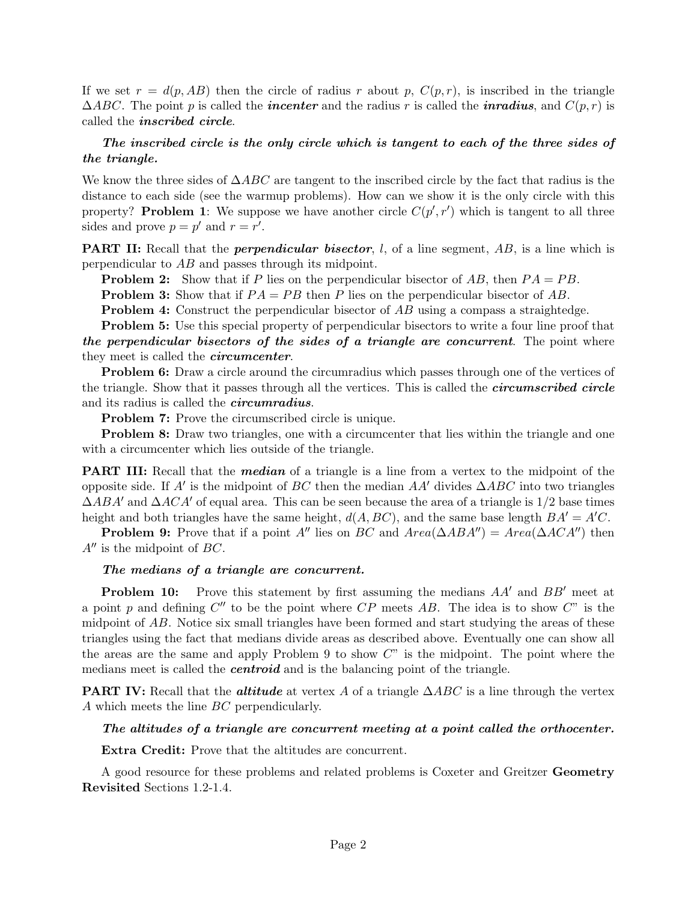If we set $r = d(p, AB)$ then the circle of radius $r$ about $p$, $C(p, r)$, is inscribed in the triangle $\Delta ABC$. The point $p$ is called the ***incenter*** and the radius $r$ is called the ***inradius***, and $C(p, r)$ is called the ***inscribed circle***.

***The inscribed circle is the only circle which is tangent to each of the three sides of the triangle.***

We know the three sides of $\Delta ABC$ are tangent to the inscribed circle by the fact that radius is the distance to each side (see the warmup problems). How can we show it is the only circle with this property? **Problem 1**: We suppose we have another circle $C(p', r')$ which is tangent to all three sides and prove $p = p'$ and $r = r'$.

**PART II:** Recall that the ***perpendicular bisector***, $l$, of a line segment, $AB$, is a line which is perpendicular to $AB$ and passes through its midpoint.

**Problem 2:** Show that if $P$ lies on the perpendicular bisector of $AB$, then $PA = PB$.

**Problem 3:** Show that if $PA = PB$ then $P$ lies on the perpendicular bisector of $AB$.

**Problem 4:** Construct the perpendicular bisector of $AB$ using a compass a straightedge.

**Problem 5:** Use this special property of perpendicular bisectors to write a four line proof that ***the perpendicular bisectors of the sides of a triangle are concurrent***. The point where they meet is called the ***circumcenter***.

**Problem 6:** Draw a circle around the circumradius which passes through one of the vertices of the triangle. Show that it passes through all the vertices. This is called the ***circumscribed circle*** and its radius is called the ***circumradius***.

**Problem 7:** Prove the circumscribed circle is unique.

**Problem 8:** Draw two triangles, one with a circumcenter that lies within the triangle and one with a circumcenter which lies outside of the triangle.

**PART III:** Recall that the ***median*** of a triangle is a line from a vertex to the midpoint of the opposite side. If $A'$ is the midpoint of $BC$ then the median $AA'$ divides $\Delta ABC$ into two triangles $\Delta ABA'$ and $\Delta ACA'$ of equal area. This can be seen because the area of a triangle is 1/2 base times height and both triangles have the same height, $d(A, BC)$, and the same base length $BA' = A'C$.

**Problem 9:** Prove that if a point $A''$ lies on $BC$ and $Area(\Delta ABA'') = Area(\Delta ACA'')$ then $A''$ is the midpoint of $BC$.

***The medians of a triangle are concurrent.***

**Problem 10:** Prove this statement by first assuming the medians $AA'$ and $BB'$ meet at a point $p$ and defining $C''$ to be the point where $CP$ meets $AB$. The idea is to show $C$" is the midpoint of $AB$. Notice six small triangles have been formed and start studying the areas of these triangles using the fact that medians divide areas as described above. Eventually one can show all the areas are the same and apply Problem 9 to show $C$" is the midpoint. The point where the medians meet is called the ***centroid*** and is the balancing point of the triangle.

**PART IV:** Recall that the ***altitude*** at vertex $A$ of a triangle $\Delta ABC$ is a line through the vertex $A$ which meets the line $BC$ perpendicularly.

***The altitudes of a triangle are concurrent meeting at a point called the orthocenter.***

**Extra Credit:** Prove that the altitudes are concurrent.

A good resource for these problems and related problems is Coxeter and Greitzer **Geometry Revisited** Sections 1.2-1.4.